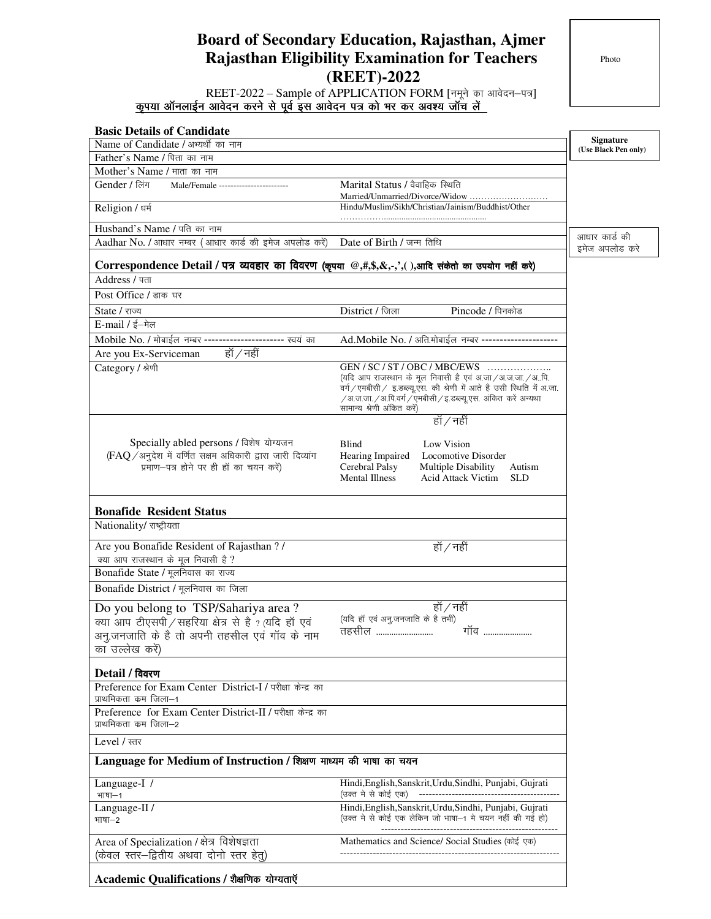# Board of Secondary Education, Rajasthan, Ajmer
# Rajasthan Eligibility Examination for Teachers (REET)-2022

REET-2022 – Sample of APPLICATION FORM [नमूने का आवेदन–पत्र]

**कृपया ऑनलाईन आवेदन करने से पूर्व इस आवेदन पत्र को भर कर अवश्य जॉच लें**

Photo

**Signature (Use Black Pen only)**

आधार कार्ड की इमेज अपलोड करे

**Basic Details of Candidate**

| | |
|---|---|
| Name of Candidate / अभ्यर्थी का नाम | |
| Father's Name / पिता का नाम | |
| Mother's Name / माता का नाम | |
| Gender / लिंग Male/Female ------------------------ | Marital Status / वैवाहिक स्थिति Married/Unmarried/Divorce/Widow ………………………. |
| Religion / धर्म | Hindu/Muslim/Sikh/Christian/Jainism/Buddhist/Other …………….............................................. |
| Husband's Name / पति का नाम | |
| Aadhar No. / आधार नम्बर (आधार कार्ड की इमेज अपलोड करें) | Date of Birth / जन्म तिथि |

**Correspondence Detail / पत्र व्यवहार का विवरण (कृपया @,#,$,&,-,',( ),आदि संकेतो का उपयोग नहीं करे)**

| | |
|---|---|
| Address / पता | |
| Post Office / डाक घर | |
| State / राज्य | District / जिला Pincode / पिनकोड |
| E-mail / ई–मेल | |
| Mobile No. / मोबाईल नम्बर ---------------------- स्वयं का | Ad.Mobile No. / अति.मोबाईल नम्बर --------------------- |
| Are you Ex-Serviceman हॉ / नहीं | |
| Category / श्रेणी | GEN / SC / ST / OBC / MBC/EWS ……………….. (यदि आप राजस्थान के मूल निवासी है एवं अ.जा./अ.ज.जा./अ.पि. वर्ग/एमबीसी/ इ.डब्ल्यू.एस. की श्रेणी में आते है उसी स्थिति में अ.जा./अ.ज.जा./अ.पि.वर्ग/एमबीसी/इ.डब्ल्यू.एस. अंकित करें अन्यथा सामान्य श्रेणी अंकित करें) |
| Specially abled persons / विशेष योग्यजन (FAQ/अनुदेश में वर्णित सक्षम अधिकारी द्वारा जारी दिव्यांग प्रमाण–पत्र होने पर ही हॉ का चयन करें) | हॉ / नहीं<br>Blind, Low Vision, Hearing Impaired, Locomotive Disorder, Cerebral Palsy, Multiple Disability, Autism, Mental Illness, Acid Attack Victim, SLD |

**Bonafide Resident Status**

| | |
|---|---|
| Nationality/ राष्ट्रीयता | |
| Are you Bonafide Resident of Rajasthan ? / क्या आप राजस्थान के मूल निवासी है ? | हॉ / नहीं |
| Bonafide State / मूलनिवास का राज्य | |
| Bonafide District / मूलनिवास का जिला | |
| Do you belong to TSP/Sahariya area ? क्या आप टीएसपी/सहरिया क्षेत्र से है ? (यदि हॉ एवं अनु.जनजाति के है तो अपनी तहसील एवं गॉव के नाम का उल्लेख करें) | हॉ / नहीं (यदि हॉ एवं अनु.जनजाति के है तभी) तहसील .......................... गॉव ...................... |

**Detail / विवरण**

| | |
|---|---|
| Preference for Exam Center District-I / परीक्षा केन्द्र का प्राथमिकता कम जिला–1 | |
| Preference for Exam Center District-II / परीक्षा केन्द्र का प्राथमिकता कम जिला–2 | |
| Level / स्तर | |

**Language for Medium of Instruction / शिक्षण माध्यम की भाषा का चयन**

| | |
|---|---|
| Language-I / भाषा–1 | Hindi,English,Sanskrit,Urdu,Sindhi, Punjabi, Gujrati (उक्त मे से कोई एक) ------------------------------------------- |
| Language-II / भाषा–2 | Hindi,English,Sanskrit,Urdu,Sindhi, Punjabi, Gujrati (उक्त मे से कोई एक लेकिन जो भाषा–1 मे चयन नहीं की गई हो) ------------------------------------------------------ |
| Area of Specialization / क्षेत्र विशेषज्ञता (केवल स्तर–द्वितीय अथवा दोनो स्तर हेतु) | Mathematics and Science/ Social Studies (कोई एक) ------------------------------------------------------------------ |

**Academic Qualifications / शैक्षणिक योग्यताऍ**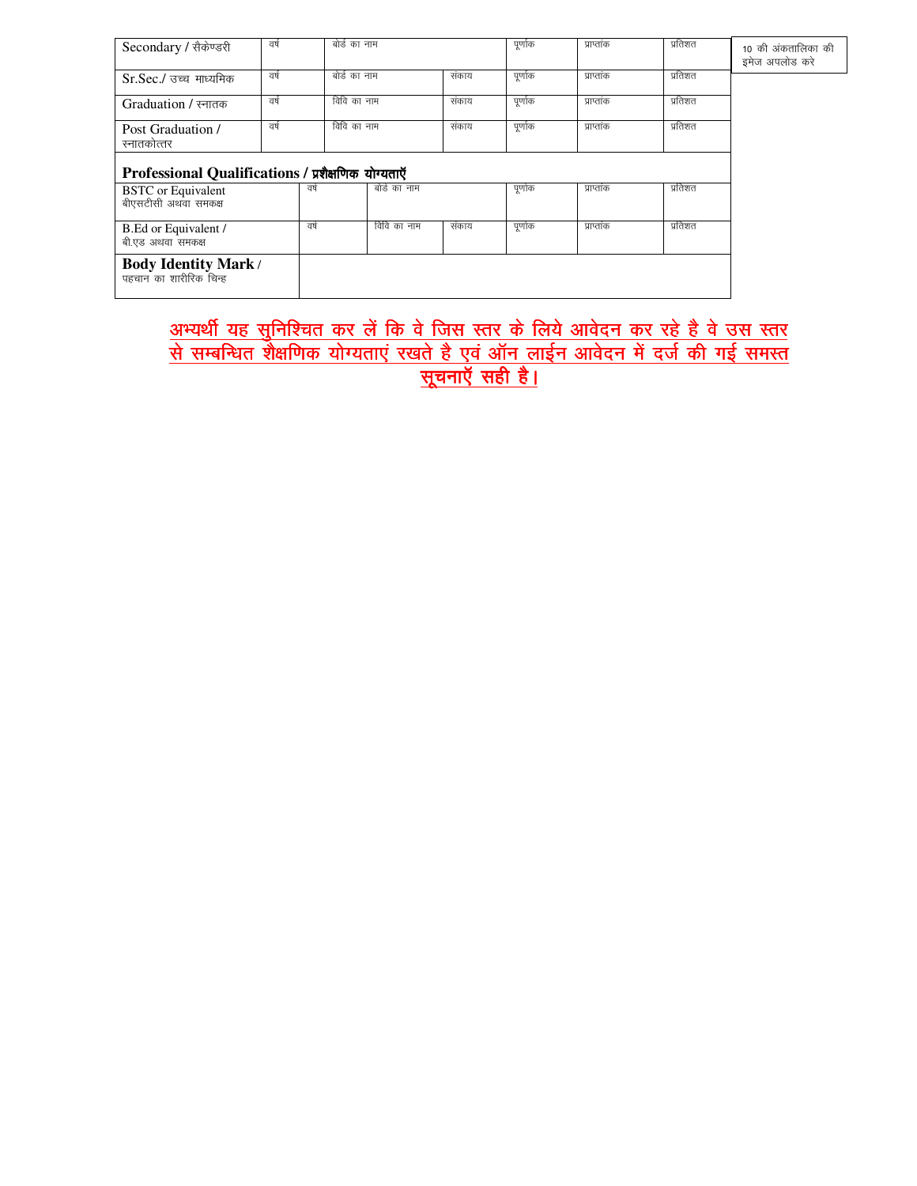| | | | | | | | |
|---|---|---|---|---|---|---|---|
| Secondary / सैकेण्डरी | वर्ष | बोर्ड का नाम | | पूर्णांक | प्राप्तांक | प्रतिशत | 10 की अंकतालिका की इमेज अपलोड करे |
| Sr.Sec./ उच्च माध्यमिक | वर्ष | बोर्ड का नाम | संकाय | पूर्णांक | प्राप्तांक | प्रतिशत | |
| Graduation / स्नातक | वर्ष | विवि का नाम | संकाय | पूर्णांक | प्राप्तांक | प्रतिशत | |
| Post Graduation / स्नातकोत्तर | वर्ष | विवि का नाम | संकाय | पूर्णांक | प्राप्तांक | प्रतिशत | |

## Professional Qualifications / प्रशैक्षणिक योग्यताऍं

| | | | | | | |
|---|---|---|---|---|---|---|
| BSTC or Equivalent बीएसटीसी अथवा समकक्ष | वर्ष | बोर्ड का नाम | | पूर्णांक | प्राप्तांक | प्रतिशत |
| B.Ed or Equivalent / बी.एड अथवा समकक्ष | वर्ष | विवि का नाम | संकाय | पूर्णांक | प्राप्तांक | प्रतिशत |
| **Body Identity Mark /** पहचान का शारीरिक चिन्ह | | | | | | |

**अभ्यर्थी यह सुनिश्चित कर लें कि वे जिस स्तर के लिये आवेदन कर रहे है वे उस स्तर से सम्बन्धित शैक्षणिक योग्यताएं रखते है एवं ऑन लाईन आवेदन में दर्ज की गई समस्त सूचनाऍं सही है।**